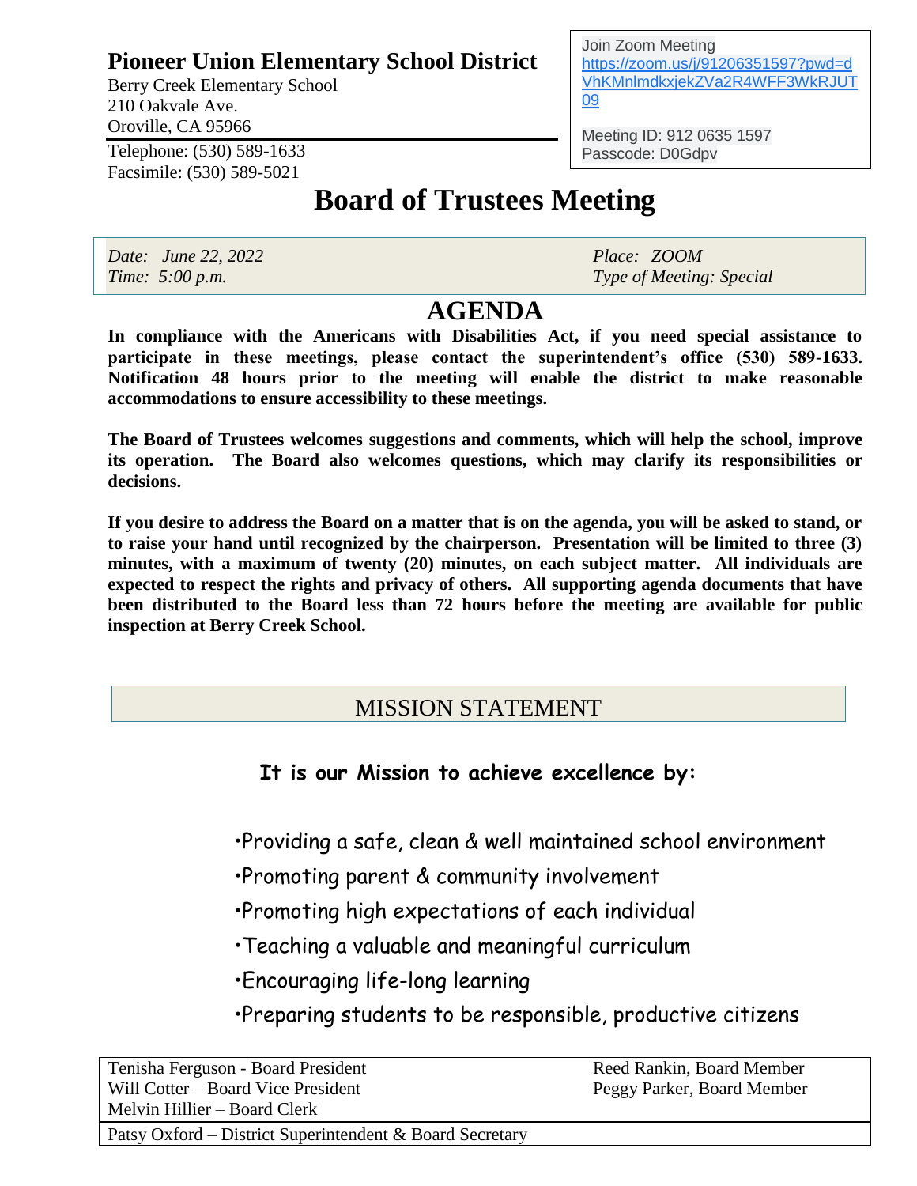**Pioneer Union Elementary School District**

Berry Creek Elementary School
210 Oakvale Ave.
Oroville, CA 95966

Telephone: (530) 589-1633
Facsimile: (530) 589-5021

Join Zoom Meeting
https://zoom.us/j/91206351597?pwd=dVhKMnlmdkxjekZVa2R4WFF3WkRJUT09

Meeting ID: 912 0635 1597
Passcode: D0Gdpv

# Board of Trustees Meeting

| *Date: June 22, 2022* | *Place: ZOOM* |
|---|---|
| *Time: 5:00 p.m.* | *Type of Meeting: Special* |

## AGENDA

**In compliance with the Americans with Disabilities Act, if you need special assistance to participate in these meetings, please contact the superintendent's office (530) 589-1633. Notification 48 hours prior to the meeting will enable the district to make reasonable accommodations to ensure accessibility to these meetings.**

**The Board of Trustees welcomes suggestions and comments, which will help the school, improve its operation. The Board also welcomes questions, which may clarify its responsibilities or decisions.**

**If you desire to address the Board on a matter that is on the agenda, you will be asked to stand, or to raise your hand until recognized by the chairperson. Presentation will be limited to three (3) minutes, with a maximum of twenty (20) minutes, on each subject matter. All individuals are expected to respect the rights and privacy of others. All supporting agenda documents that have been distributed to the Board less than 72 hours before the meeting are available for public inspection at Berry Creek School.**

## MISSION STATEMENT

**It is our Mission to achieve excellence by:**

- Providing a safe, clean & well maintained school environment
- Promoting parent & community involvement
- Promoting high expectations of each individual
- Teaching a valuable and meaningful curriculum
- Encouraging life-long learning
- Preparing students to be responsible, productive citizens

| | |
|---|---|
| Tenisha Ferguson - Board President | Reed Rankin, Board Member |
| Will Cotter – Board Vice President | Peggy Parker, Board Member |
| Melvin Hillier – Board Clerk | |
| Patsy Oxford – District Superintendent & Board Secretary | |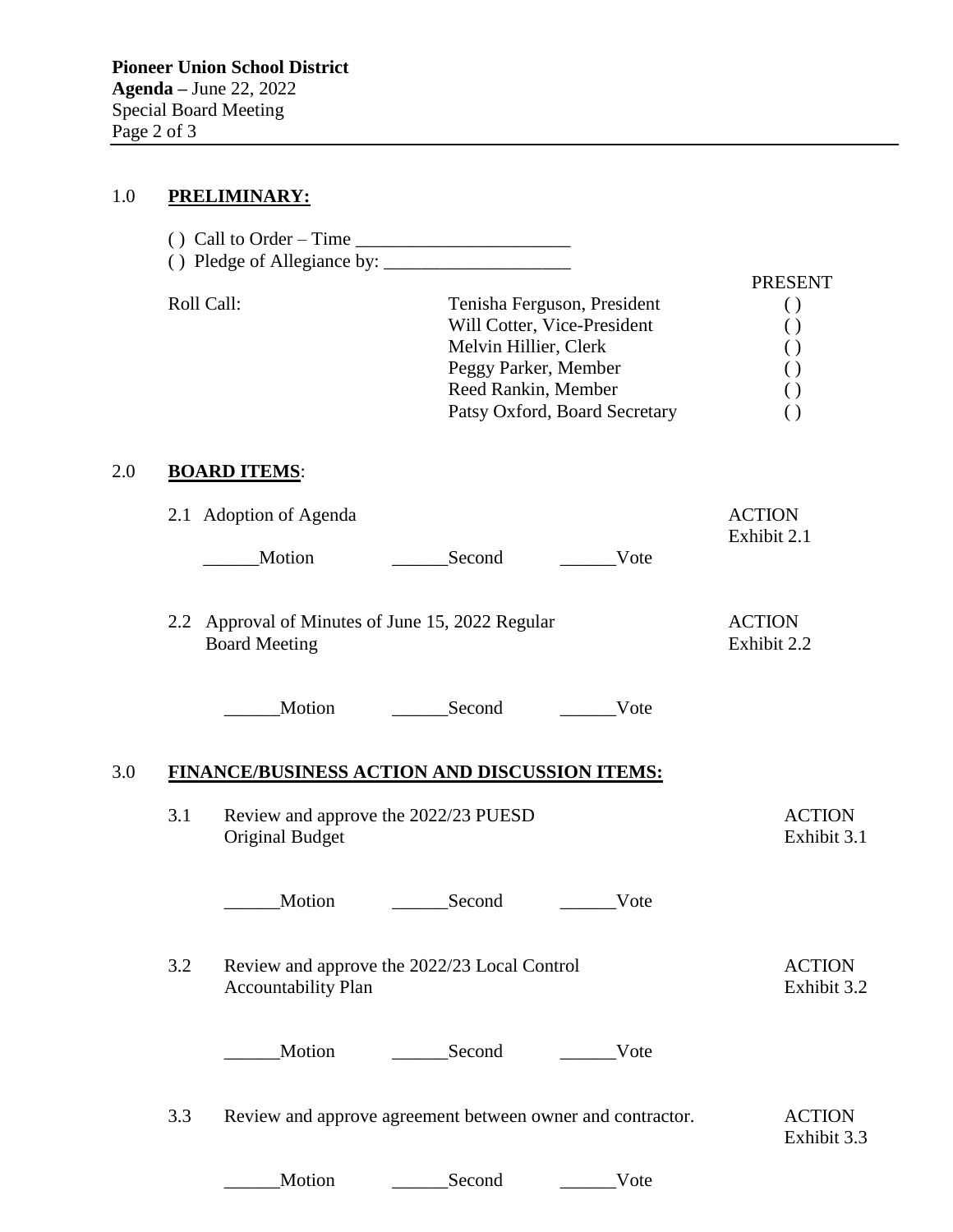## 1.0 PRELIMINARY:

( ) Call to Order – Time ________________________

( ) Pledge of Allegiance by: ____________________

| Roll Call: | | PRESENT |
|---|---|---|
| | Tenisha Ferguson, President | ( ) |
| | Will Cotter, Vice-President | ( ) |
| | Melvin Hillier, Clerk | ( ) |
| | Peggy Parker, Member | ( ) |
| | Reed Rankin, Member | ( ) |
| | Patsy Oxford, Board Secretary | ( ) |

## 2.0 BOARD ITEMS:

2.1 Adoption of Agenda — ACTION, Exhibit 2.1

______Motion ______Second ______Vote

2.2 Approval of Minutes of June 15, 2022 Regular Board Meeting — ACTION, Exhibit 2.2

______Motion ______Second ______Vote

## 3.0 FINANCE/BUSINESS ACTION AND DISCUSSION ITEMS:

3.1 Review and approve the 2022/23 PUESD Original Budget — ACTION, Exhibit 3.1

______Motion ______Second ______Vote

3.2 Review and approve the 2022/23 Local Control Accountability Plan — ACTION, Exhibit 3.2

______Motion ______Second ______Vote

3.3 Review and approve agreement between owner and contractor. — ACTION, Exhibit 3.3

______Motion ______Second ______Vote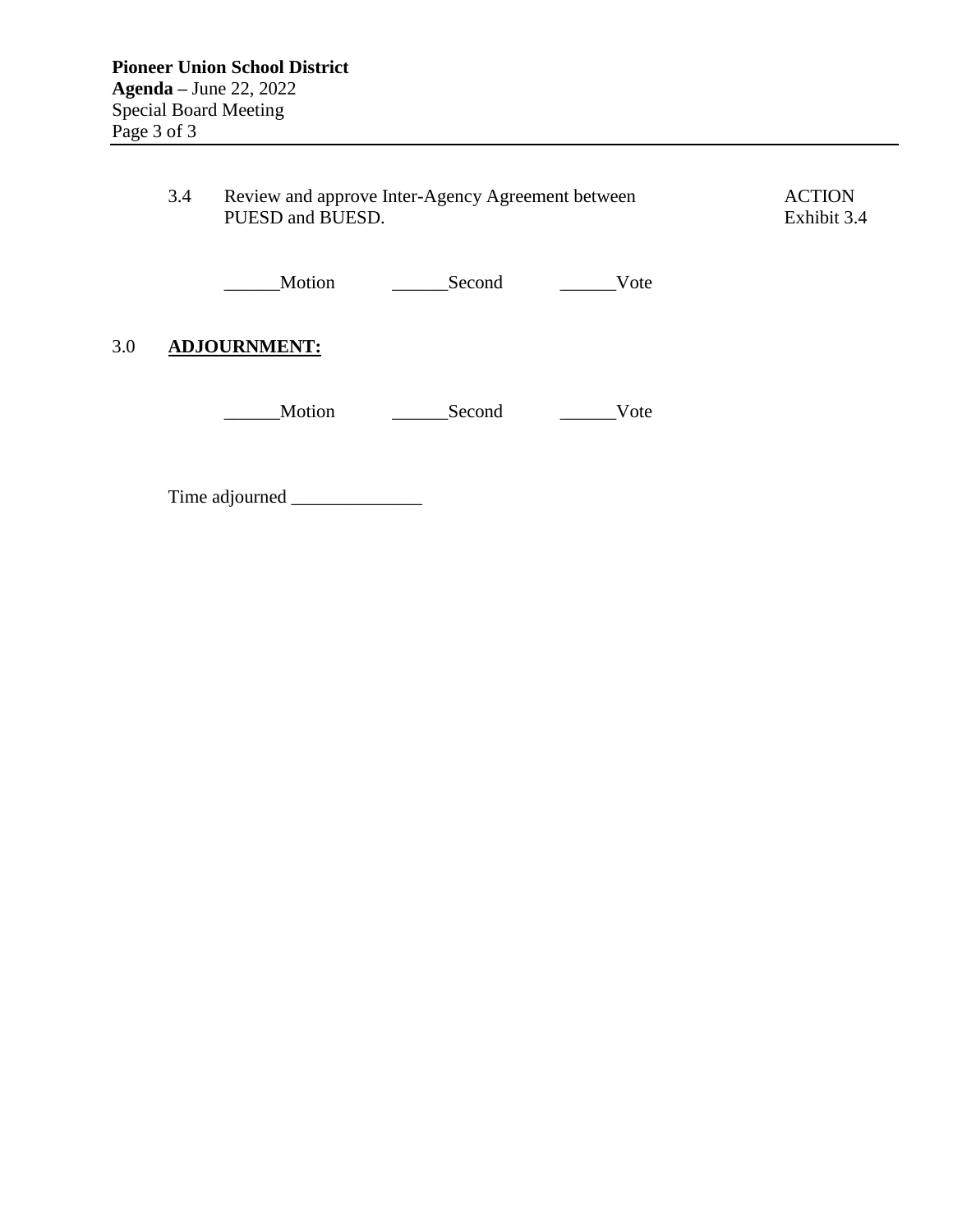3.4 Review and approve Inter-Agency Agreement between PUESD and BUESD. — ACTION, Exhibit 3.4

______Motion ______Second ______Vote

3.0 **ADJOURNMENT:**

______Motion ______Second ______Vote

Time adjourned ______________